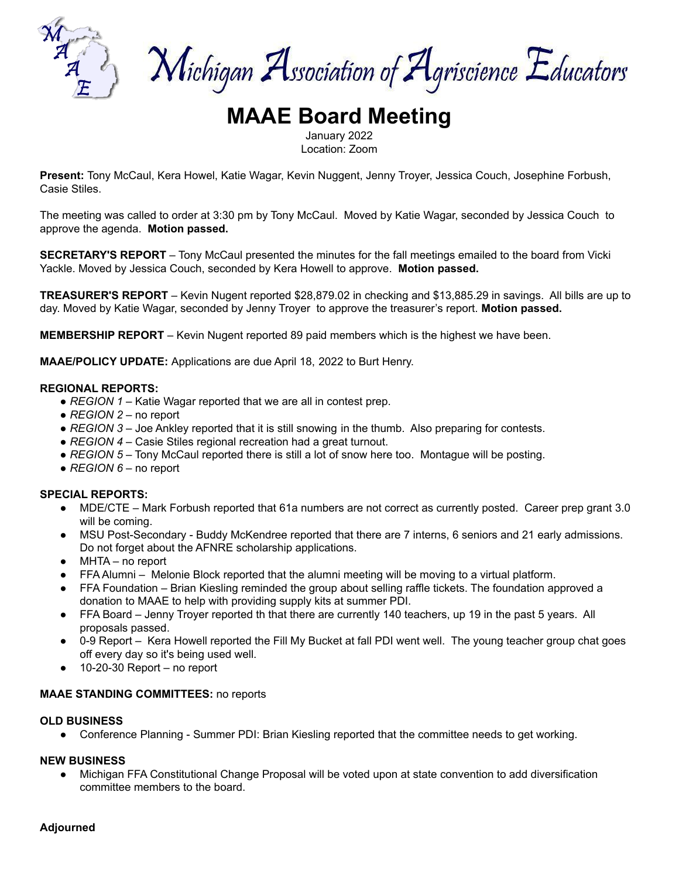# Michigan Association of Agriscience Educators

# MAAE Board Meeting

January 2022
Location: Zoom

**Present:** Tony McCaul, Kera Howel, Katie Wagar, Kevin Nuggent, Jenny Troyer, Jessica Couch, Josephine Forbush, Casie Stiles.

The meeting was called to order at 3:30 pm by Tony McCaul. Moved by Katie Wagar, seconded by Jessica Couch to approve the agenda. **Motion passed.**

**SECRETARY'S REPORT** – Tony McCaul presented the minutes for the fall meetings emailed to the board from Vicki Yackle. Moved by Jessica Couch, seconded by Kera Howell to approve. **Motion passed.**

**TREASURER'S REPORT** – Kevin Nugent reported $28,879.02 in checking and $13,885.29 in savings. All bills are up to day. Moved by Katie Wagar, seconded by Jenny Troyer to approve the treasurer's report. **Motion passed.**

**MEMBERSHIP REPORT** – Kevin Nugent reported 89 paid members which is the highest we have been.

**MAAE/POLICY UPDATE:** Applications are due April 18, 2022 to Burt Henry.

**REGIONAL REPORTS:**

- *REGION 1* – Katie Wagar reported that we are all in contest prep.
- *REGION 2* – no report
- *REGION 3* – Joe Ankley reported that it is still snowing in the thumb. Also preparing for contests.
- *REGION 4* – Casie Stiles regional recreation had a great turnout.
- *REGION 5* – Tony McCaul reported there is still a lot of snow here too. Montague will be posting.
- *REGION 6* – no report

**SPECIAL REPORTS:**

- MDE/CTE – Mark Forbush reported that 61a numbers are not correct as currently posted. Career prep grant 3.0 will be coming.
- MSU Post-Secondary - Buddy McKendree reported that there are 7 interns, 6 seniors and 21 early admissions. Do not forget about the AFNRE scholarship applications.
- MHTA – no report
- FFA Alumni – Melonie Block reported that the alumni meeting will be moving to a virtual platform.
- FFA Foundation – Brian Kiesling reminded the group about selling raffle tickets. The foundation approved a donation to MAAE to help with providing supply kits at summer PDI.
- FFA Board – Jenny Troyer reported th that there are currently 140 teachers, up 19 in the past 5 years. All proposals passed.
- 0-9 Report – Kera Howell reported the Fill My Bucket at fall PDI went well. The young teacher group chat goes off every day so it's being used well.
- 10-20-30 Report – no report

**MAAE STANDING COMMITTEES:** no reports

**OLD BUSINESS**

- Conference Planning - Summer PDI: Brian Kiesling reported that the committee needs to get working.

**NEW BUSINESS**

- Michigan FFA Constitutional Change Proposal will be voted upon at state convention to add diversification committee members to the board.

**Adjourned**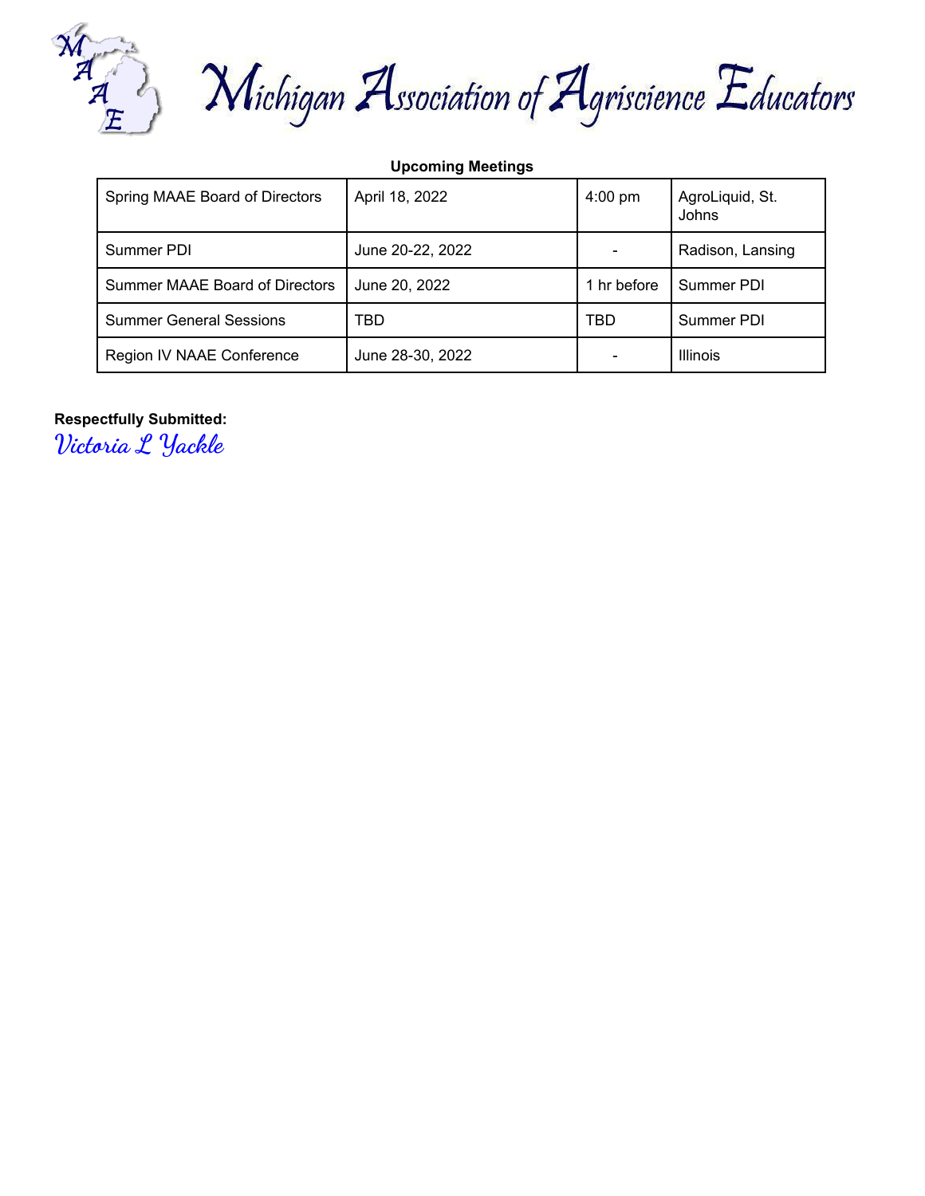# Michigan Association of Agriscience Educators

**Upcoming Meetings**

| | | | |
|---|---|---|---|
| Spring MAAE Board of Directors | April 18, 2022 | 4:00 pm | AgroLiquid, St. Johns |
| Summer PDI | June 20-22, 2022 | - | Radison, Lansing |
| Summer MAAE Board of Directors | June 20, 2022 | 1 hr before | Summer PDI |
| Summer General Sessions | TBD | TBD | Summer PDI |
| Region IV NAAE Conference | June 28-30, 2022 | - | Illinois |

**Respectfully Submitted:**

*Victoria L Yackle*